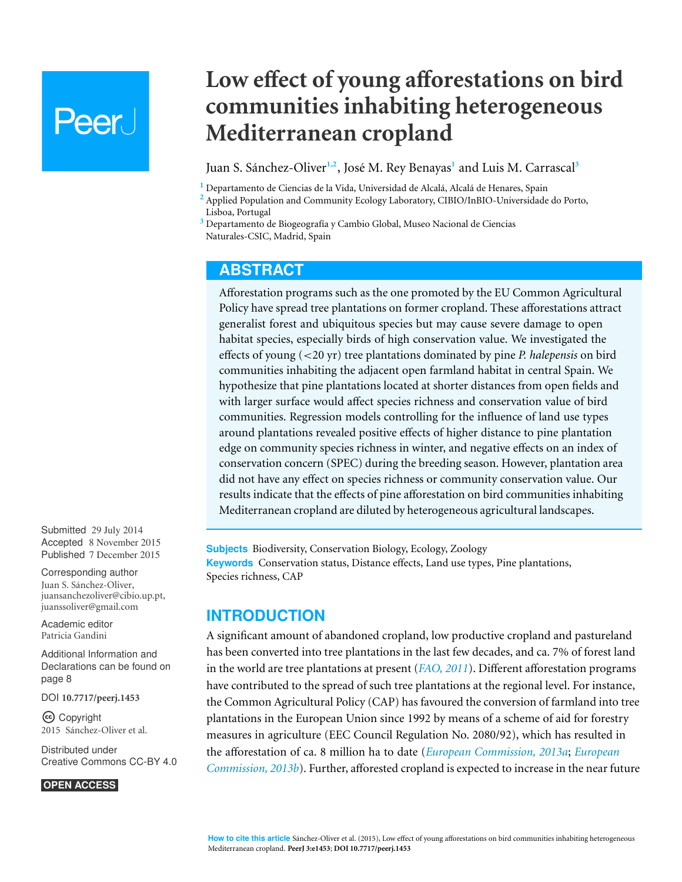# Low effect of young afforestations on bird communities inhabiting heterogeneous Mediterranean cropland

Juan S. Sánchez-Oliver[1,2], José M. Rey Benayas[1] and Luis M. Carrascal[3]

[1] Departamento de Ciencias de la Vida, Universidad de Alcalá, Alcalá de Henares, Spain
[2] Applied Population and Community Ecology Laboratory, CIBIO/InBIO-Universidade do Porto, Lisboa, Portugal
[3] Departamento de Biogeografía y Cambio Global, Museo Nacional de Ciencias Naturales-CSIC, Madrid, Spain

## ABSTRACT

Afforestation programs such as the one promoted by the EU Common Agricultural Policy have spread tree plantations on former cropland. These afforestations attract generalist forest and ubiquitous species but may cause severe damage to open habitat species, especially birds of high conservation value. We investigated the effects of young (<20 yr) tree plantations dominated by pine *P. halepensis* on bird communities inhabiting the adjacent open farmland habitat in central Spain. We hypothesize that pine plantations located at shorter distances from open fields and with larger surface would affect species richness and conservation value of bird communities. Regression models controlling for the influence of land use types around plantations revealed positive effects of higher distance to pine plantation edge on community species richness in winter, and negative effects on an index of conservation concern (SPEC) during the breeding season. However, plantation area did not have any effect on species richness or community conservation value. Our results indicate that the effects of pine afforestation on bird communities inhabiting Mediterranean cropland are diluted by heterogeneous agricultural landscapes.

**Subjects** Biodiversity, Conservation Biology, Ecology, Zoology
**Keywords** Conservation status, Distance effects, Land use types, Pine plantations, Species richness, CAP

Submitted 29 July 2014
Accepted 8 November 2015
Published 7 December 2015

Corresponding author
Juan S. Sánchez-Oliver, juansanchezoliver@cibio.up.pt, juanssoliver@gmail.com

Academic editor
Patricia Gandini

Additional Information and Declarations can be found on page 8

DOI **10.7717/peerj.1453**

Copyright
2015 Sánchez-Oliver et al.

Distributed under
Creative Commons CC-BY 4.0

OPEN ACCESS

## INTRODUCTION

A significant amount of abandoned cropland, low productive cropland and pastureland has been converted into tree plantations in the last few decades, and ca. 7% of forest land in the world are tree plantations at present (*FAO, 2011*). Different afforestation programs have contributed to the spread of such tree plantations at the regional level. For instance, the Common Agricultural Policy (CAP) has favoured the conversion of farmland into tree plantations in the European Union since 1992 by means of a scheme of aid for forestry measures in agriculture (EEC Council Regulation No. 2080/92), which has resulted in the afforestation of ca. 8 million ha to date (*European Commission, 2013a*; *European Commission, 2013b*). Further, afforested cropland is expected to increase in the near future

**How to cite this article** Sánchez-Oliver et al. (2015), Low effect of young afforestations on bird communities inhabiting heterogeneous Mediterranean cropland. **PeerJ 3:e1453**; **DOI 10.7717/peerj.1453**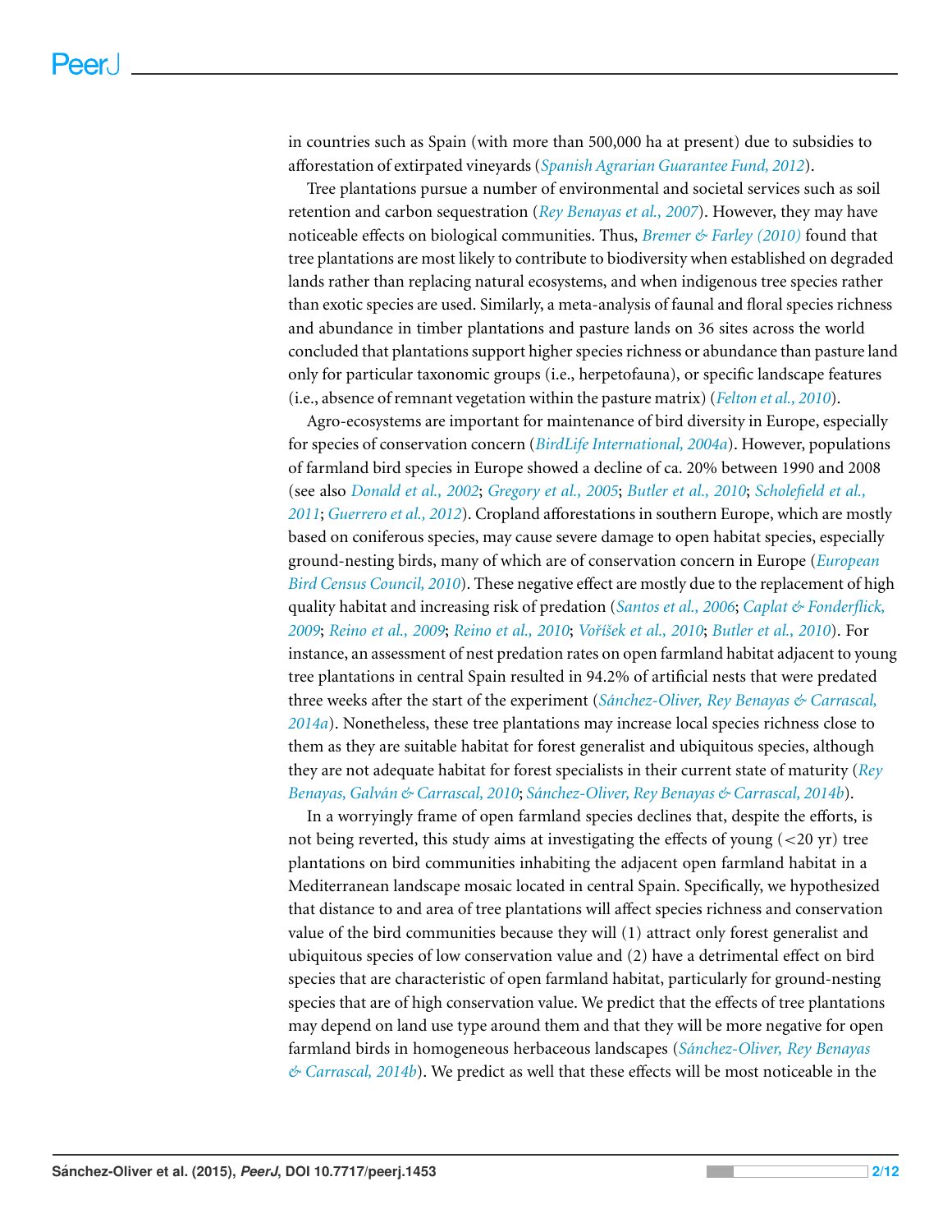in countries such as Spain (with more than 500,000 ha at present) due to subsidies to afforestation of extirpated vineyards (*Spanish Agrarian Guarantee Fund, 2012*).

Tree plantations pursue a number of environmental and societal services such as soil retention and carbon sequestration (*Rey Benayas et al., 2007*). However, they may have noticeable effects on biological communities. Thus, *Bremer & Farley (2010)* found that tree plantations are most likely to contribute to biodiversity when established on degraded lands rather than replacing natural ecosystems, and when indigenous tree species rather than exotic species are used. Similarly, a meta-analysis of faunal and floral species richness and abundance in timber plantations and pasture lands on 36 sites across the world concluded that plantations support higher species richness or abundance than pasture land only for particular taxonomic groups (i.e., herpetofauna), or specific landscape features (i.e., absence of remnant vegetation within the pasture matrix) (*Felton et al., 2010*).

Agro-ecosystems are important for maintenance of bird diversity in Europe, especially for species of conservation concern (*BirdLife International, 2004a*). However, populations of farmland bird species in Europe showed a decline of ca. 20% between 1990 and 2008 (see also *Donald et al., 2002*; *Gregory et al., 2005*; *Butler et al., 2010*; *Scholefield et al., 2011*; *Guerrero et al., 2012*). Cropland afforestations in southern Europe, which are mostly based on coniferous species, may cause severe damage to open habitat species, especially ground-nesting birds, many of which are of conservation concern in Europe (*European Bird Census Council, 2010*). These negative effect are mostly due to the replacement of high quality habitat and increasing risk of predation (*Santos et al., 2006*; *Caplat & Fonderflick, 2009*; *Reino et al., 2009*; *Reino et al., 2010*; *Voříšek et al., 2010*; *Butler et al., 2010*). For instance, an assessment of nest predation rates on open farmland habitat adjacent to young tree plantations in central Spain resulted in 94.2% of artificial nests that were predated three weeks after the start of the experiment (*Sánchez-Oliver, Rey Benayas & Carrascal, 2014a*). Nonetheless, these tree plantations may increase local species richness close to them as they are suitable habitat for forest generalist and ubiquitous species, although they are not adequate habitat for forest specialists in their current state of maturity (*Rey Benayas, Galván & Carrascal, 2010*; *Sánchez-Oliver, Rey Benayas & Carrascal, 2014b*).

In a worryingly frame of open farmland species declines that, despite the efforts, is not being reverted, this study aims at investigating the effects of young (<20 yr) tree plantations on bird communities inhabiting the adjacent open farmland habitat in a Mediterranean landscape mosaic located in central Spain. Specifically, we hypothesized that distance to and area of tree plantations will affect species richness and conservation value of the bird communities because they will (1) attract only forest generalist and ubiquitous species of low conservation value and (2) have a detrimental effect on bird species that are characteristic of open farmland habitat, particularly for ground-nesting species that are of high conservation value. We predict that the effects of tree plantations may depend on land use type around them and that they will be more negative for open farmland birds in homogeneous herbaceous landscapes (*Sánchez-Oliver, Rey Benayas & Carrascal, 2014b*). We predict as well that these effects will be most noticeable in the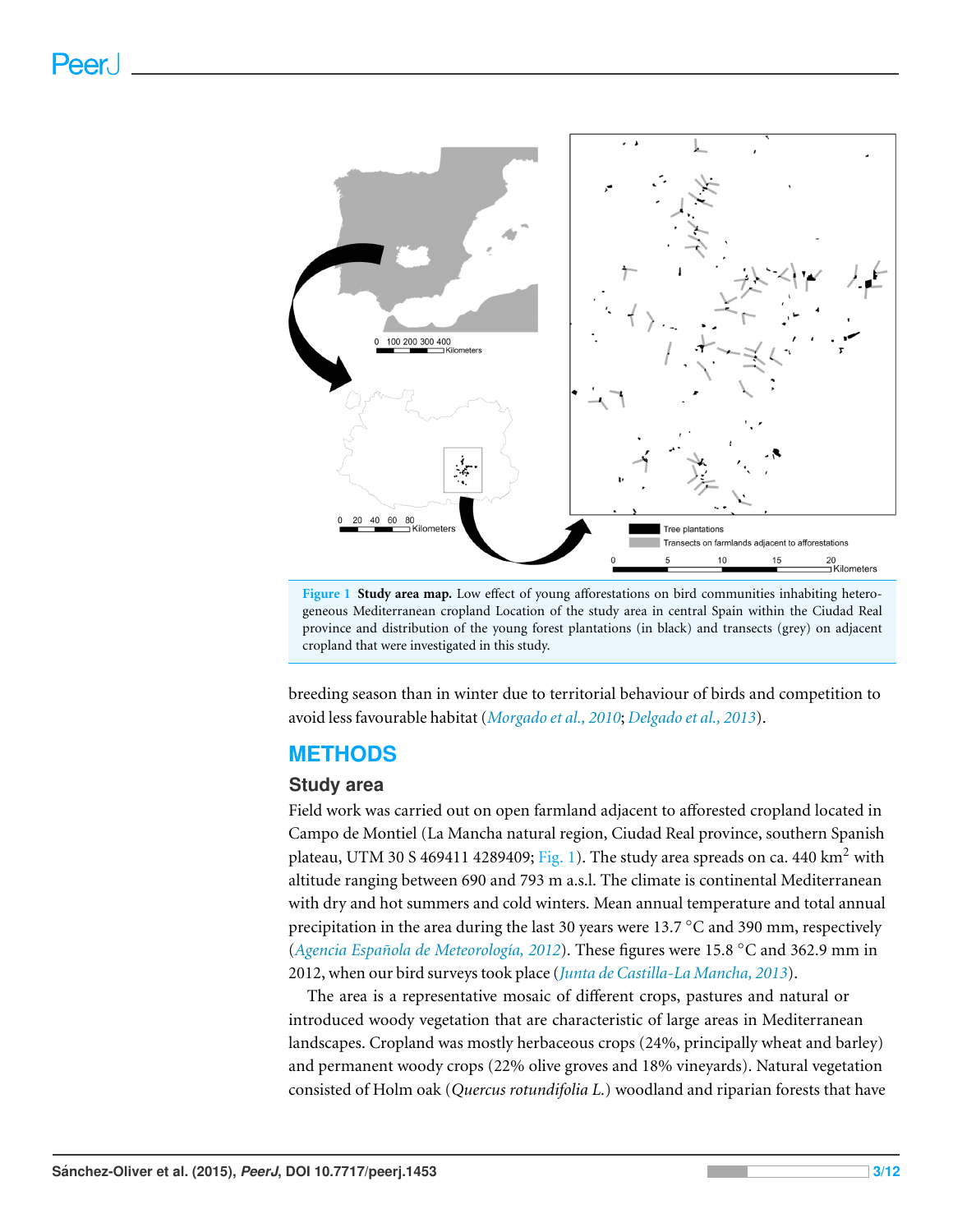Figure 1 **Study area map.** Low effect of young afforestations on bird communities inhabiting heterogeneous Mediterranean cropland Location of the study area in central Spain within the Ciudad Real province and distribution of the young forest plantations (in black) and transects (grey) on adjacent cropland that were investigated in this study.

breeding season than in winter due to territorial behaviour of birds and competition to avoid less favourable habitat (*Morgado et al., 2010*; *Delgado et al., 2013*).

## METHODS

### Study area

Field work was carried out on open farmland adjacent to afforested cropland located in Campo de Montiel (La Mancha natural region, Ciudad Real province, southern Spanish plateau, UTM 30 S 469411 4289409; Fig. 1). The study area spreads on ca. 440 $km^2$ with altitude ranging between 690 and 793 m a.s.l. The climate is continental Mediterranean with dry and hot summers and cold winters. Mean annual temperature and total annual precipitation in the area during the last 30 years were 13.7 °C and 390 mm, respectively (*Agencia Española de Meteorología, 2012*). These figures were 15.8 °C and 362.9 mm in 2012, when our bird surveys took place (*Junta de Castilla-La Mancha, 2013*).

The area is a representative mosaic of different crops, pastures and natural or introduced woody vegetation that are characteristic of large areas in Mediterranean landscapes. Cropland was mostly herbaceous crops (24%, principally wheat and barley) and permanent woody crops (22% olive groves and 18% vineyards). Natural vegetation consisted of Holm oak (*Quercus rotundifolia L.*) woodland and riparian forests that have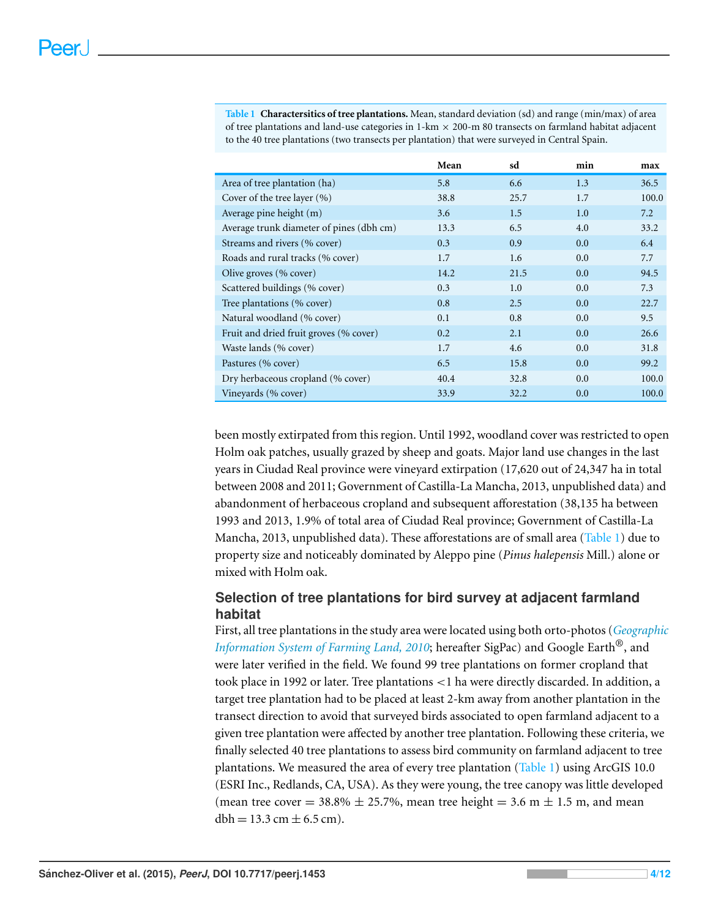**Table 1 Charactersitics of tree plantations.** Mean, standard deviation (sd) and range (min/max) of area of tree plantations and land-use categories in 1-km × 200-m 80 transects on farmland habitat adjacent to the 40 tree plantations (two transects per plantation) that were surveyed in Central Spain.

| | Mean | sd | min | max |
|---|---|---|---|---|
| Area of tree plantation (ha) | 5.8 | 6.6 | 1.3 | 36.5 |
| Cover of the tree layer (%) | 38.8 | 25.7 | 1.7 | 100.0 |
| Average pine height (m) | 3.6 | 1.5 | 1.0 | 7.2 |
| Average trunk diameter of pines (dbh cm) | 13.3 | 6.5 | 4.0 | 33.2 |
| Streams and rivers (% cover) | 0.3 | 0.9 | 0.0 | 6.4 |
| Roads and rural tracks (% cover) | 1.7 | 1.6 | 0.0 | 7.7 |
| Olive groves (% cover) | 14.2 | 21.5 | 0.0 | 94.5 |
| Scattered buildings (% cover) | 0.3 | 1.0 | 0.0 | 7.3 |
| Tree plantations (% cover) | 0.8 | 2.5 | 0.0 | 22.7 |
| Natural woodland (% cover) | 0.1 | 0.8 | 0.0 | 9.5 |
| Fruit and dried fruit groves (% cover) | 0.2 | 2.1 | 0.0 | 26.6 |
| Waste lands (% cover) | 1.7 | 4.6 | 0.0 | 31.8 |
| Pastures (% cover) | 6.5 | 15.8 | 0.0 | 99.2 |
| Dry herbaceous cropland (% cover) | 40.4 | 32.8 | 0.0 | 100.0 |
| Vineyards (% cover) | 33.9 | 32.2 | 0.0 | 100.0 |

been mostly extirpated from this region. Until 1992, woodland cover was restricted to open Holm oak patches, usually grazed by sheep and goats. Major land use changes in the last years in Ciudad Real province were vineyard extirpation (17,620 out of 24,347 ha in total between 2008 and 2011; Government of Castilla-La Mancha, 2013, unpublished data) and abandonment of herbaceous cropland and subsequent afforestation (38,135 ha between 1993 and 2013, 1.9% of total area of Ciudad Real province; Government of Castilla-La Mancha, 2013, unpublished data). These afforestations are of small area (Table 1) due to property size and noticeably dominated by Aleppo pine (*Pinus halepensis* Mill.) alone or mixed with Holm oak.

## Selection of tree plantations for bird survey at adjacent farmland habitat

First, all tree plantations in the study area were located using both orto-photos (*Geographic Information System of Farming Land, 2010*; hereafter SigPac) and Google Earth®, and were later verified in the field. We found 99 tree plantations on former cropland that took place in 1992 or later. Tree plantations <1 ha were directly discarded. In addition, a target tree plantation had to be placed at least 2-km away from another plantation in the transect direction to avoid that surveyed birds associated to open farmland adjacent to a given tree plantation were affected by another tree plantation. Following these criteria, we finally selected 40 tree plantations to assess bird community on farmland adjacent to tree plantations. We measured the area of every tree plantation (Table 1) using ArcGIS 10.0 (ESRI Inc., Redlands, CA, USA). As they were young, the tree canopy was little developed (mean tree cover = 38.8% ± 25.7%, mean tree height = 3.6 m ± 1.5 m, and mean dbh = 13.3 cm ± 6.5 cm).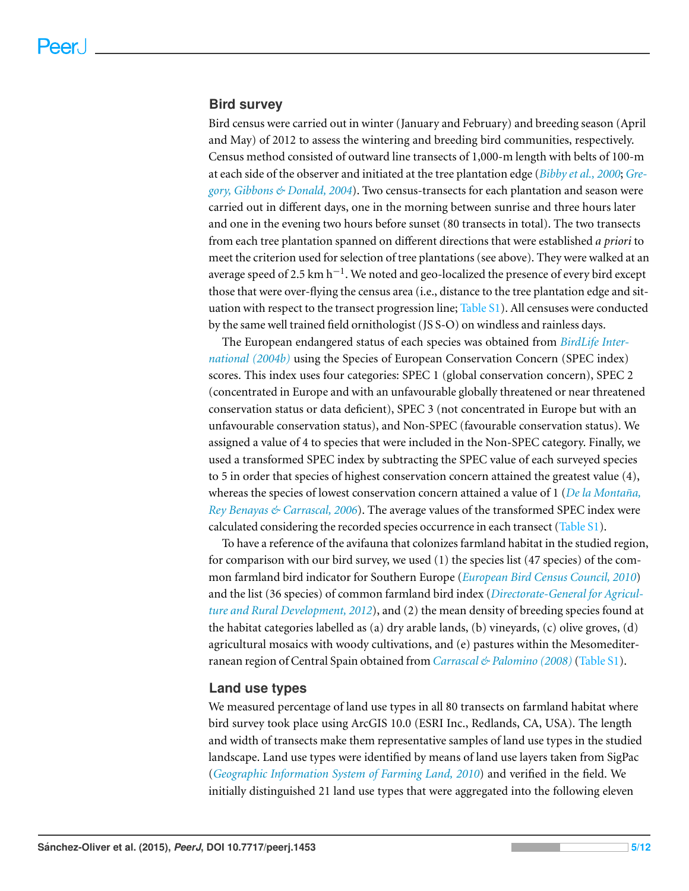## Bird survey

Bird census were carried out in winter (January and February) and breeding season (April and May) of 2012 to assess the wintering and breeding bird communities, respectively. Census method consisted of outward line transects of 1,000-m length with belts of 100-m at each side of the observer and initiated at the tree plantation edge (*Bibby et al., 2000*; *Gregory, Gibbons & Donald, 2004*). Two census-transects for each plantation and season were carried out in different days, one in the morning between sunrise and three hours later and one in the evening two hours before sunset (80 transects in total). The two transects from each tree plantation spanned on different directions that were established *a priori* to meet the criterion used for selection of tree plantations (see above). They were walked at an average speed of 2.5 km $h^{-1}$. We noted and geo-localized the presence of every bird except those that were over-flying the census area (i.e., distance to the tree plantation edge and situation with respect to the transect progression line; Table S1). All censuses were conducted by the same well trained field ornithologist (JS S-O) on windless and rainless days.

The European endangered status of each species was obtained from *BirdLife International (2004b)* using the Species of European Conservation Concern (SPEC index) scores. This index uses four categories: SPEC 1 (global conservation concern), SPEC 2 (concentrated in Europe and with an unfavourable globally threatened or near threatened conservation status or data deficient), SPEC 3 (not concentrated in Europe but with an unfavourable conservation status), and Non-SPEC (favourable conservation status). We assigned a value of 4 to species that were included in the Non-SPEC category. Finally, we used a transformed SPEC index by subtracting the SPEC value of each surveyed species to 5 in order that species of highest conservation concern attained the greatest value (4), whereas the species of lowest conservation concern attained a value of 1 (*De la Montaña, Rey Benayas & Carrascal, 2006*). The average values of the transformed SPEC index were calculated considering the recorded species occurrence in each transect (Table S1).

To have a reference of the avifauna that colonizes farmland habitat in the studied region, for comparison with our bird survey, we used (1) the species list (47 species) of the common farmland bird indicator for Southern Europe (*European Bird Census Council, 2010*) and the list (36 species) of common farmland bird index (*Directorate-General for Agriculture and Rural Development, 2012*), and (2) the mean density of breeding species found at the habitat categories labelled as (a) dry arable lands, (b) vineyards, (c) olive groves, (d) agricultural mosaics with woody cultivations, and (e) pastures within the Mesomediterranean region of Central Spain obtained from *Carrascal & Palomino (2008)* (Table S1).

## Land use types

We measured percentage of land use types in all 80 transects on farmland habitat where bird survey took place using ArcGIS 10.0 (ESRI Inc., Redlands, CA, USA). The length and width of transects make them representative samples of land use types in the studied landscape. Land use types were identified by means of land use layers taken from SigPac (*Geographic Information System of Farming Land, 2010*) and verified in the field. We initially distinguished 21 land use types that were aggregated into the following eleven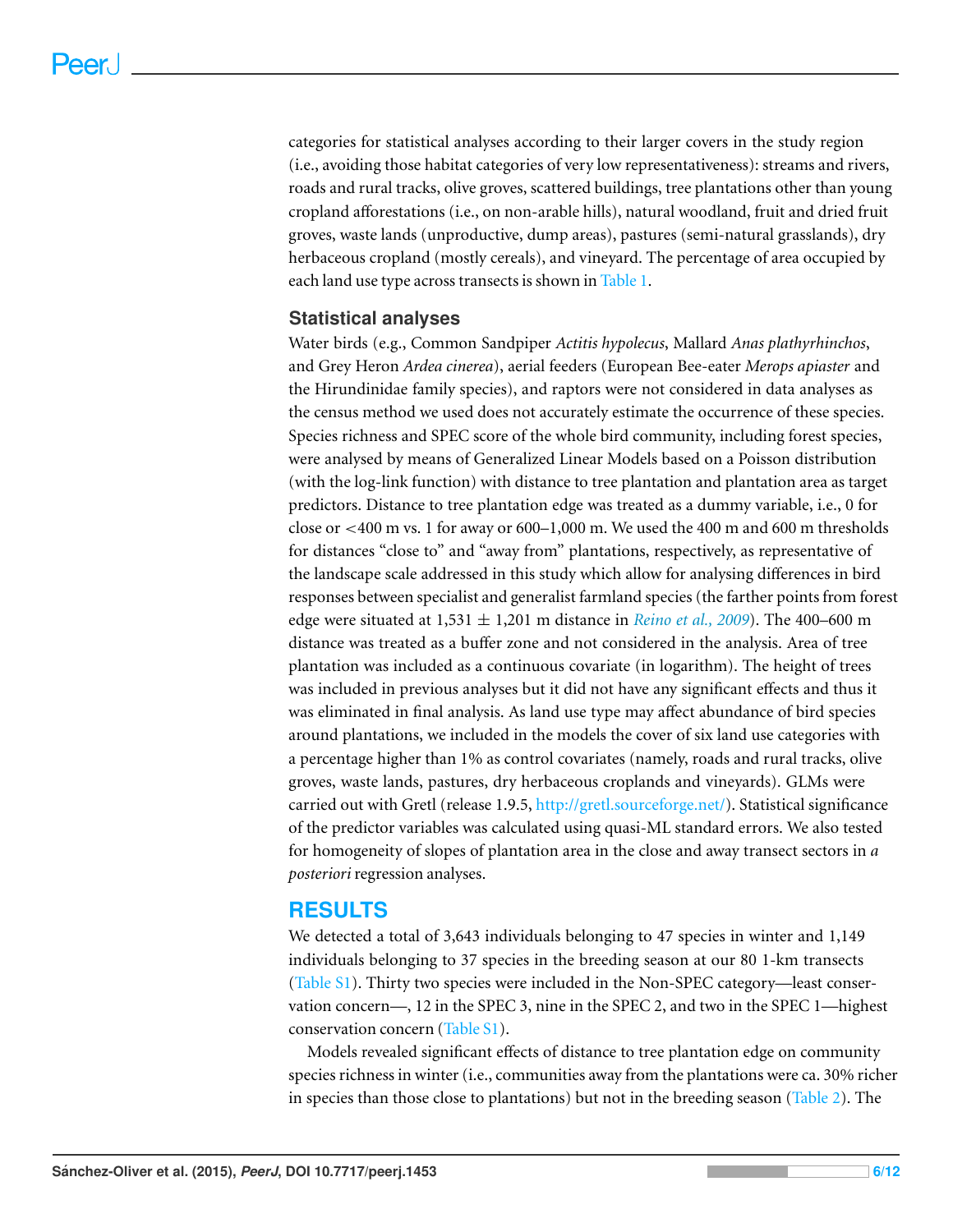categories for statistical analyses according to their larger covers in the study region (i.e., avoiding those habitat categories of very low representativeness): streams and rivers, roads and rural tracks, olive groves, scattered buildings, tree plantations other than young cropland afforestations (i.e., on non-arable hills), natural woodland, fruit and dried fruit groves, waste lands (unproductive, dump areas), pastures (semi-natural grasslands), dry herbaceous cropland (mostly cereals), and vineyard. The percentage of area occupied by each land use type across transects is shown in Table 1.

### Statistical analyses

Water birds (e.g., Common Sandpiper *Actitis hypolecus*, Mallard *Anas plathyrhinchos*, and Grey Heron *Ardea cinerea*), aerial feeders (European Bee-eater *Merops apiaster* and the Hirundinidae family species), and raptors were not considered in data analyses as the census method we used does not accurately estimate the occurrence of these species. Species richness and SPEC score of the whole bird community, including forest species, were analysed by means of Generalized Linear Models based on a Poisson distribution (with the log-link function) with distance to tree plantation and plantation area as target predictors. Distance to tree plantation edge was treated as a dummy variable, i.e., 0 for close or <400 m vs. 1 for away or 600–1,000 m. We used the 400 m and 600 m thresholds for distances "close to" and "away from" plantations, respectively, as representative of the landscape scale addressed in this study which allow for analysing differences in bird responses between specialist and generalist farmland species (the farther points from forest edge were situated at 1,531 ± 1,201 m distance in *Reino et al., 2009*). The 400–600 m distance was treated as a buffer zone and not considered in the analysis. Area of tree plantation was included as a continuous covariate (in logarithm). The height of trees was included in previous analyses but it did not have any significant effects and thus it was eliminated in final analysis. As land use type may affect abundance of bird species around plantations, we included in the models the cover of six land use categories with a percentage higher than 1% as control covariates (namely, roads and rural tracks, olive groves, waste lands, pastures, dry herbaceous croplands and vineyards). GLMs were carried out with Gretl (release 1.9.5, http://gretl.sourceforge.net/). Statistical significance of the predictor variables was calculated using quasi-ML standard errors. We also tested for homogeneity of slopes of plantation area in the close and away transect sectors in *a posteriori* regression analyses.

## RESULTS

We detected a total of 3,643 individuals belonging to 47 species in winter and 1,149 individuals belonging to 37 species in the breeding season at our 80 1-km transects (Table S1). Thirty two species were included in the Non-SPEC category—least conservation concern—, 12 in the SPEC 3, nine in the SPEC 2, and two in the SPEC 1—highest conservation concern (Table S1).

Models revealed significant effects of distance to tree plantation edge on community species richness in winter (i.e., communities away from the plantations were ca. 30% richer in species than those close to plantations) but not in the breeding season (Table 2). The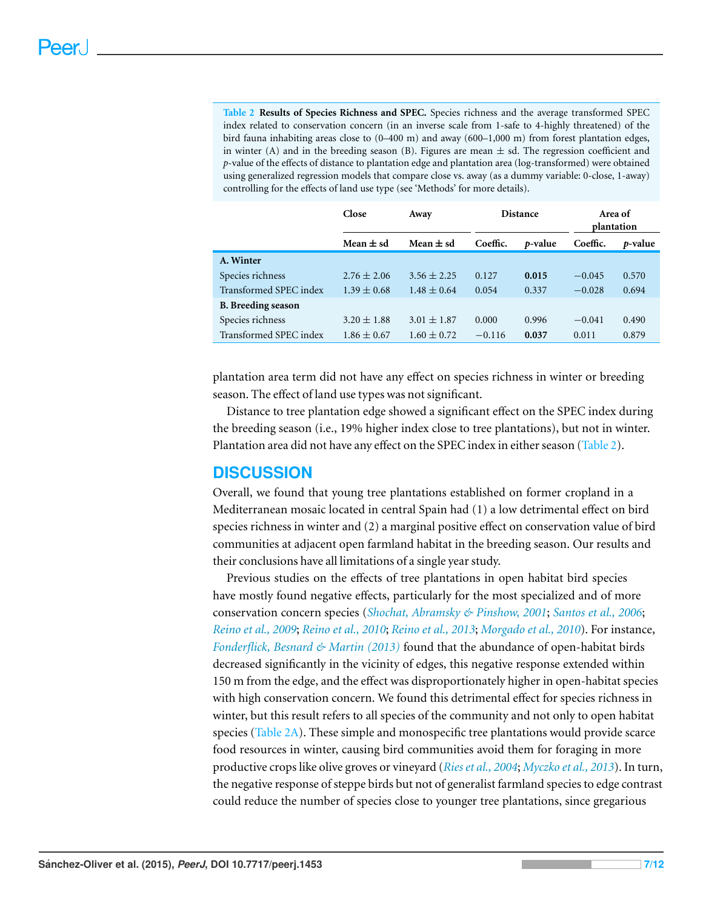**Table 2 Results of Species Richness and SPEC.** Species richness and the average transformed SPEC index related to conservation concern (in an inverse scale from 1-safe to 4-highly threatened) of the bird fauna inhabiting areas close to (0–400 m) and away (600–1,000 m) from forest plantation edges, in winter (A) and in the breeding season (B). Figures are mean ± sd. The regression coefficient and *p*-value of the effects of distance to plantation edge and plantation area (log-transformed) were obtained using generalized regression models that compare close vs. away (as a dummy variable: 0-close, 1-away) controlling for the effects of land use type (see 'Methods' for more details).

| | Close | Away | Distance | | Area of plantation | |
|---|---|---|---|---|---|---|
| | Mean ± sd | Mean ± sd | Coeffic. | *p*-value | Coeffic. | *p*-value |
| **A. Winter** | | | | | | |
| Species richness | 2.76 ± 2.06 | 3.56 ± 2.25 | 0.127 | **0.015** | −0.045 | 0.570 |
| Transformed SPEC index | 1.39 ± 0.68 | 1.48 ± 0.64 | 0.054 | 0.337 | −0.028 | 0.694 |
| **B. Breeding season** | | | | | | |
| Species richness | 3.20 ± 1.88 | 3.01 ± 1.87 | 0.000 | 0.996 | −0.041 | 0.490 |
| Transformed SPEC index | 1.86 ± 0.67 | 1.60 ± 0.72 | −0.116 | **0.037** | 0.011 | 0.879 |

plantation area term did not have any effect on species richness in winter or breeding season. The effect of land use types was not significant.

Distance to tree plantation edge showed a significant effect on the SPEC index during the breeding season (i.e., 19% higher index close to tree plantations), but not in winter. Plantation area did not have any effect on the SPEC index in either season (Table 2).

## DISCUSSION

Overall, we found that young tree plantations established on former cropland in a Mediterranean mosaic located in central Spain had (1) a low detrimental effect on bird species richness in winter and (2) a marginal positive effect on conservation value of bird communities at adjacent open farmland habitat in the breeding season. Our results and their conclusions have all limitations of a single year study.

Previous studies on the effects of tree plantations in open habitat bird species have mostly found negative effects, particularly for the most specialized and of more conservation concern species (*Shochat, Abramsky & Pinshow, 2001*; *Santos et al., 2006*; *Reino et al., 2009*; *Reino et al., 2010*; *Reino et al., 2013*; *Morgado et al., 2010*). For instance, *Fonderflick, Besnard & Martin (2013)* found that the abundance of open-habitat birds decreased significantly in the vicinity of edges, this negative response extended within 150 m from the edge, and the effect was disproportionately higher in open-habitat species with high conservation concern. We found this detrimental effect for species richness in winter, but this result refers to all species of the community and not only to open habitat species (Table 2A). These simple and monospecific tree plantations would provide scarce food resources in winter, causing bird communities avoid them for foraging in more productive crops like olive groves or vineyard (*Ries et al., 2004*; *Myczko et al., 2013*). In turn, the negative response of steppe birds but not of generalist farmland species to edge contrast could reduce the number of species close to younger tree plantations, since gregarious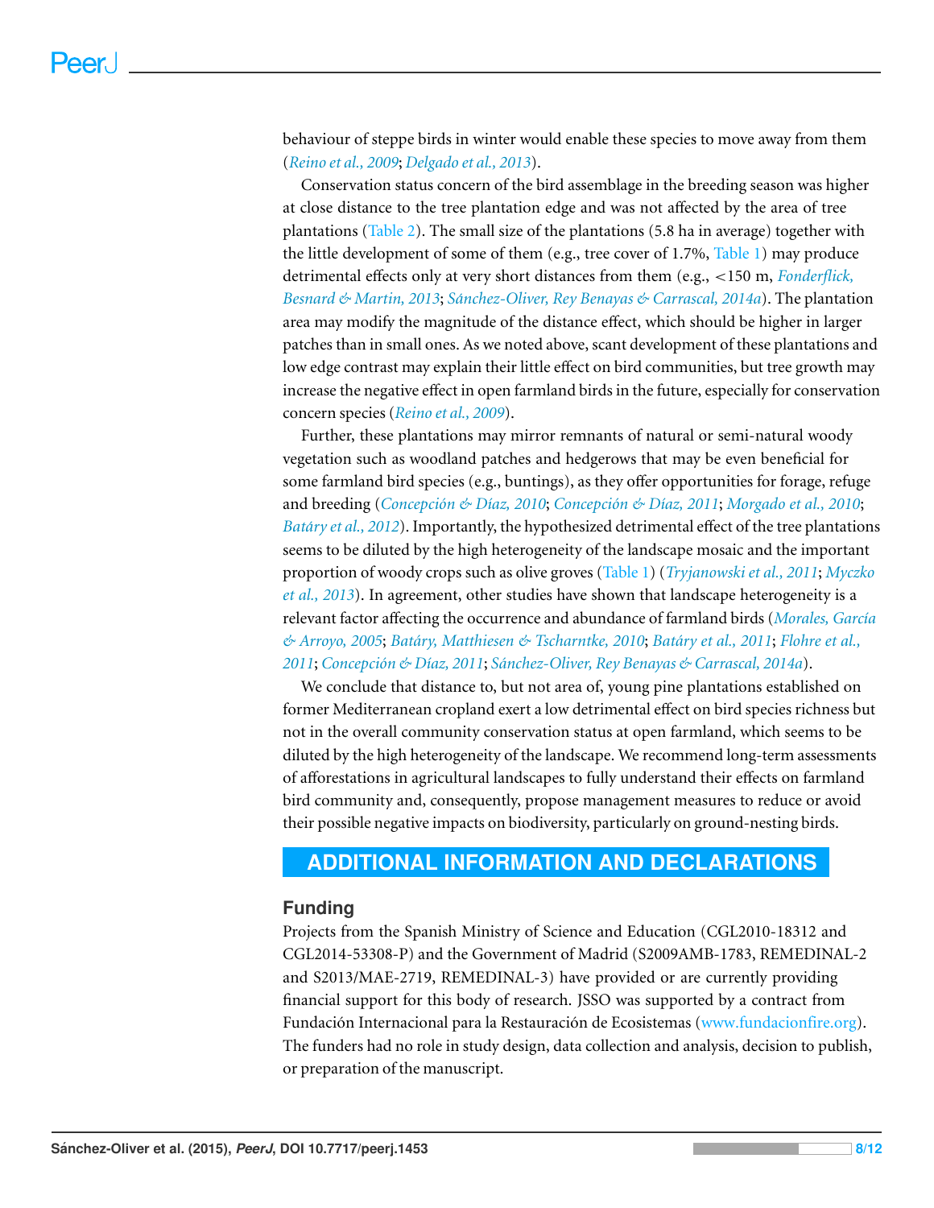behaviour of steppe birds in winter would enable these species to move away from them (*Reino et al., 2009*; *Delgado et al., 2013*).

Conservation status concern of the bird assemblage in the breeding season was higher at close distance to the tree plantation edge and was not affected by the area of tree plantations (Table 2). The small size of the plantations (5.8 ha in average) together with the little development of some of them (e.g., tree cover of 1.7%, Table 1) may produce detrimental effects only at very short distances from them (e.g., <150 m, *Fonderflick, Besnard & Martin, 2013*; *Sánchez-Oliver, Rey Benayas & Carrascal, 2014a*). The plantation area may modify the magnitude of the distance effect, which should be higher in larger patches than in small ones. As we noted above, scant development of these plantations and low edge contrast may explain their little effect on bird communities, but tree growth may increase the negative effect in open farmland birds in the future, especially for conservation concern species (*Reino et al., 2009*).

Further, these plantations may mirror remnants of natural or semi-natural woody vegetation such as woodland patches and hedgerows that may be even beneficial for some farmland bird species (e.g., buntings), as they offer opportunities for forage, refuge and breeding (*Concepción & Díaz, 2010*; *Concepción & Díaz, 2011*; *Morgado et al., 2010*; *Batáry et al., 2012*). Importantly, the hypothesized detrimental effect of the tree plantations seems to be diluted by the high heterogeneity of the landscape mosaic and the important proportion of woody crops such as olive groves (Table 1) (*Tryjanowski et al., 2011*; *Myczko et al., 2013*). In agreement, other studies have shown that landscape heterogeneity is a relevant factor affecting the occurrence and abundance of farmland birds (*Morales, García & Arroyo, 2005*; *Batáry, Matthiesen & Tscharntke, 2010*; *Batáry et al., 2011*; *Flohre et al., 2011*; *Concepción & Díaz, 2011*; *Sánchez-Oliver, Rey Benayas & Carrascal, 2014a*).

We conclude that distance to, but not area of, young pine plantations established on former Mediterranean cropland exert a low detrimental effect on bird species richness but not in the overall community conservation status at open farmland, which seems to be diluted by the high heterogeneity of the landscape. We recommend long-term assessments of afforestations in agricultural landscapes to fully understand their effects on farmland bird community and, consequently, propose management measures to reduce or avoid their possible negative impacts on biodiversity, particularly on ground-nesting birds.

## ADDITIONAL INFORMATION AND DECLARATIONS

### Funding

Projects from the Spanish Ministry of Science and Education (CGL2010-18312 and CGL2014-53308-P) and the Government of Madrid (S2009AMB-1783, REMEDINAL-2 and S2013/MAE-2719, REMEDINAL-3) have provided or are currently providing financial support for this body of research. JSSO was supported by a contract from Fundación Internacional para la Restauración de Ecosistemas (www.fundacionfire.org). The funders had no role in study design, data collection and analysis, decision to publish, or preparation of the manuscript.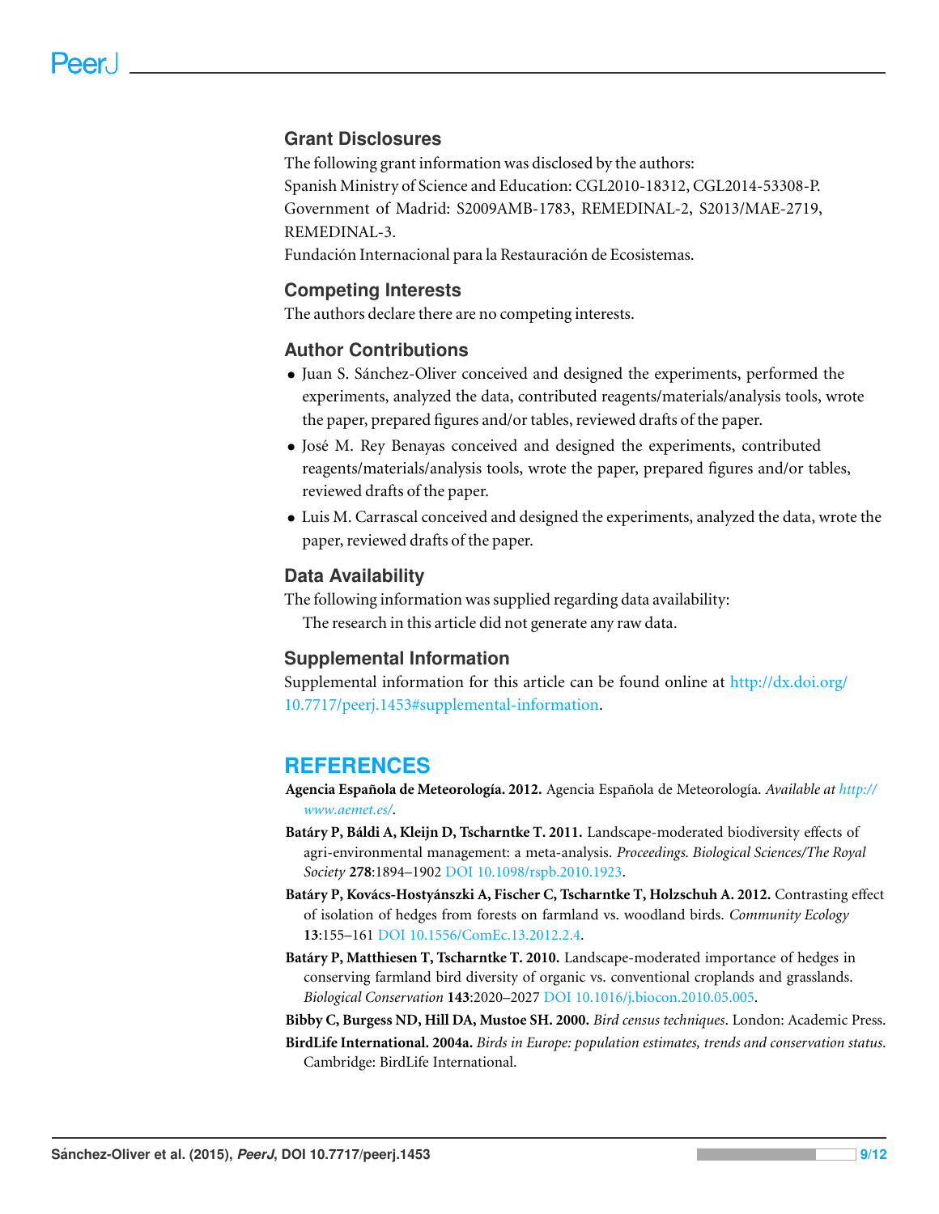## Grant Disclosures

The following grant information was disclosed by the authors:
Spanish Ministry of Science and Education: CGL2010-18312, CGL2014-53308-P.
Government of Madrid: S2009AMB-1783, REMEDINAL-2, S2013/MAE-2719, REMEDINAL-3.
Fundación Internacional para la Restauración de Ecosistemas.

## Competing Interests

The authors declare there are no competing interests.

## Author Contributions

- Juan S. Sánchez-Oliver conceived and designed the experiments, performed the experiments, analyzed the data, contributed reagents/materials/analysis tools, wrote the paper, prepared figures and/or tables, reviewed drafts of the paper.
- José M. Rey Benayas conceived and designed the experiments, contributed reagents/materials/analysis tools, wrote the paper, prepared figures and/or tables, reviewed drafts of the paper.
- Luis M. Carrascal conceived and designed the experiments, analyzed the data, wrote the paper, reviewed drafts of the paper.

## Data Availability

The following information was supplied regarding data availability:

The research in this article did not generate any raw data.

## Supplemental Information

Supplemental information for this article can be found online at http://dx.doi.org/10.7717/peerj.1453#supplemental-information.

# REFERENCES

**Agencia Española de Meteorología. 2012.** Agencia Española de Meteorología. *Available at http://www.aemet.es/*.

**Batáry P, Báldi A, Kleijn D, Tscharntke T. 2011.** Landscape-moderated biodiversity effects of agri-environmental management: a meta-analysis. *Proceedings. Biological Sciences/The Royal Society* **278**:1894–1902 DOI 10.1098/rspb.2010.1923.

**Batáry P, Kovács-Hostyánszki A, Fischer C, Tscharntke T, Holzschuh A. 2012.** Contrasting effect of isolation of hedges from forests on farmland vs. woodland birds. *Community Ecology* **13**:155–161 DOI 10.1556/ComEc.13.2012.2.4.

**Batáry P, Matthiesen T, Tscharntke T. 2010.** Landscape-moderated importance of hedges in conserving farmland bird diversity of organic vs. conventional croplands and grasslands. *Biological Conservation* **143**:2020–2027 DOI 10.1016/j.biocon.2010.05.005.

**Bibby C, Burgess ND, Hill DA, Mustoe SH. 2000.** *Bird census techniques*. London: Academic Press.

**BirdLife International. 2004a.** *Birds in Europe: population estimates, trends and conservation status*. Cambridge: BirdLife International.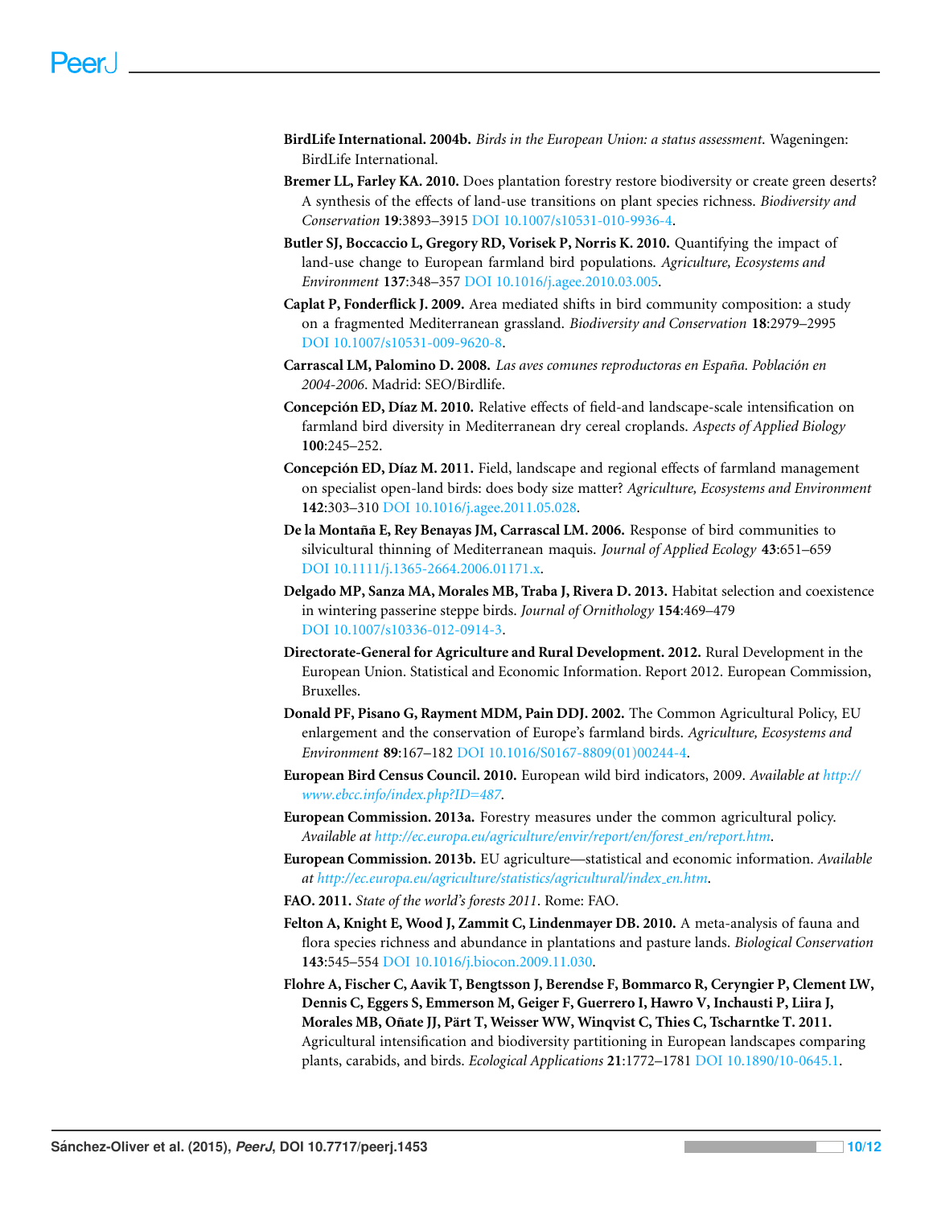**BirdLife International. 2004b.** *Birds in the European Union: a status assessment*. Wageningen: BirdLife International.

**Bremer LL, Farley KA. 2010.** Does plantation forestry restore biodiversity or create green deserts? A synthesis of the effects of land-use transitions on plant species richness. *Biodiversity and Conservation* **19**:3893–3915 DOI 10.1007/s10531-010-9936-4.

**Butler SJ, Boccaccio L, Gregory RD, Vorisek P, Norris K. 2010.** Quantifying the impact of land-use change to European farmland bird populations. *Agriculture, Ecosystems and Environment* **137**:348–357 DOI 10.1016/j.agee.2010.03.005.

**Caplat P, Fonderflick J. 2009.** Area mediated shifts in bird community composition: a study on a fragmented Mediterranean grassland. *Biodiversity and Conservation* **18**:2979–2995 DOI 10.1007/s10531-009-9620-8.

**Carrascal LM, Palomino D. 2008.** *Las aves comunes reproductoras en España. Población en 2004-2006*. Madrid: SEO/Birdlife.

**Concepción ED, Díaz M. 2010.** Relative effects of field-and landscape-scale intensification on farmland bird diversity in Mediterranean dry cereal croplands. *Aspects of Applied Biology* **100**:245–252.

**Concepción ED, Díaz M. 2011.** Field, landscape and regional effects of farmland management on specialist open-land birds: does body size matter? *Agriculture, Ecosystems and Environment* **142**:303–310 DOI 10.1016/j.agee.2011.05.028.

**De la Montaña E, Rey Benayas JM, Carrascal LM. 2006.** Response of bird communities to silvicultural thinning of Mediterranean maquis. *Journal of Applied Ecology* **43**:651–659 DOI 10.1111/j.1365-2664.2006.01171.x.

**Delgado MP, Sanza MA, Morales MB, Traba J, Rivera D. 2013.** Habitat selection and coexistence in wintering passerine steppe birds. *Journal of Ornithology* **154**:469–479 DOI 10.1007/s10336-012-0914-3.

**Directorate-General for Agriculture and Rural Development. 2012.** Rural Development in the European Union. Statistical and Economic Information. Report 2012. European Commission, Bruxelles.

**Donald PF, Pisano G, Rayment MDM, Pain DDJ. 2002.** The Common Agricultural Policy, EU enlargement and the conservation of Europe's farmland birds. *Agriculture, Ecosystems and Environment* **89**:167–182 DOI 10.1016/S0167-8809(01)00244-4.

**European Bird Census Council. 2010.** European wild bird indicators, 2009. *Available at http://www.ebcc.info/index.php?ID=487*.

**European Commission. 2013a.** Forestry measures under the common agricultural policy. *Available at http://ec.europa.eu/agriculture/envir/report/en/forest_en/report.htm*.

**European Commission. 2013b.** EU agriculture—statistical and economic information. *Available at http://ec.europa.eu/agriculture/statistics/agricultural/index_en.htm*.

**FAO. 2011.** *State of the world's forests 2011*. Rome: FAO.

**Felton A, Knight E, Wood J, Zammit C, Lindenmayer DB. 2010.** A meta-analysis of fauna and flora species richness and abundance in plantations and pasture lands. *Biological Conservation* **143**:545–554 DOI 10.1016/j.biocon.2009.11.030.

**Flohre A, Fischer C, Aavik T, Bengtsson J, Berendse F, Bommarco R, Ceryngier P, Clement LW, Dennis C, Eggers S, Emmerson M, Geiger F, Guerrero I, Hawro V, Inchausti P, Liira J, Morales MB, Oñate JJ, Pärt T, Weisser WW, Winqvist C, Thies C, Tscharntke T. 2011.** Agricultural intensification and biodiversity partitioning in European landscapes comparing plants, carabids, and birds. *Ecological Applications* **21**:1772–1781 DOI 10.1890/10-0645.1.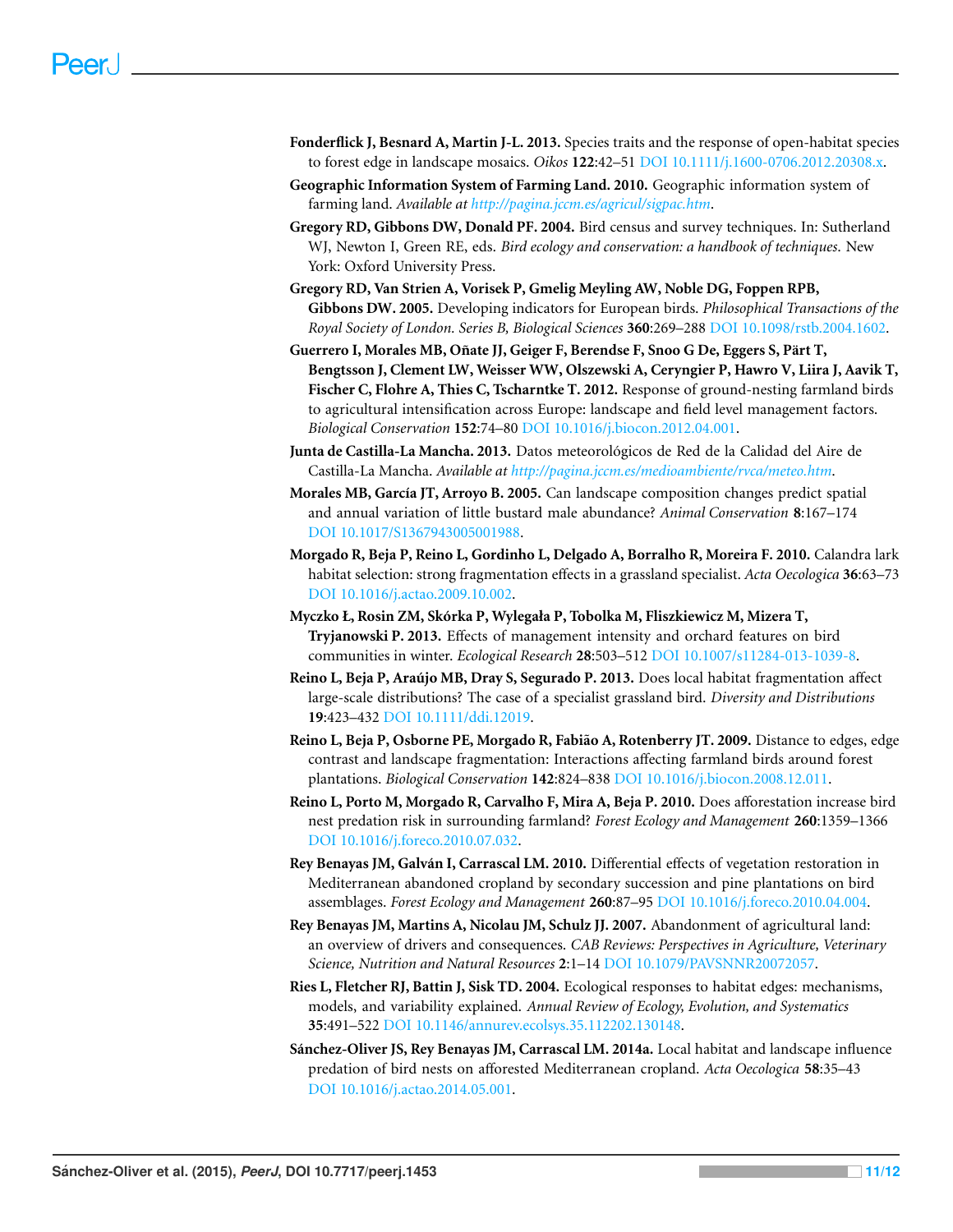**Fonderflick J, Besnard A, Martin J-L. 2013.** Species traits and the response of open-habitat species to forest edge in landscape mosaics. *Oikos* **122**:42–51 DOI 10.1111/j.1600-0706.2012.20308.x.

**Geographic Information System of Farming Land. 2010.** Geographic information system of farming land. *Available at* *http://pagina.jccm.es/agricul/sigpac.htm*.

**Gregory RD, Gibbons DW, Donald PF. 2004.** Bird census and survey techniques. In: Sutherland WJ, Newton I, Green RE, eds. *Bird ecology and conservation: a handbook of techniques*. New York: Oxford University Press.

**Gregory RD, Van Strien A, Vorisek P, Gmelig Meyling AW, Noble DG, Foppen RPB, Gibbons DW. 2005.** Developing indicators for European birds. *Philosophical Transactions of the Royal Society of London. Series B, Biological Sciences* **360**:269–288 DOI 10.1098/rstb.2004.1602.

**Guerrero I, Morales MB, Oñate JJ, Geiger F, Berendse F, Snoo G De, Eggers S, Pärt T, Bengtsson J, Clement LW, Weisser WW, Olszewski A, Ceryngier P, Hawro V, Liira J, Aavik T, Fischer C, Flohre A, Thies C, Tscharntke T. 2012.** Response of ground-nesting farmland birds to agricultural intensification across Europe: landscape and field level management factors. *Biological Conservation* **152**:74–80 DOI 10.1016/j.biocon.2012.04.001.

**Junta de Castilla-La Mancha. 2013.** Datos meteorológicos de Red de la Calidad del Aire de Castilla-La Mancha. *Available at* *http://pagina.jccm.es/medioambiente/rvca/meteo.htm*.

**Morales MB, García JT, Arroyo B. 2005.** Can landscape composition changes predict spatial and annual variation of little bustard male abundance? *Animal Conservation* **8**:167–174 DOI 10.1017/S1367943005001988.

**Morgado R, Beja P, Reino L, Gordinho L, Delgado A, Borralho R, Moreira F. 2010.** Calandra lark habitat selection: strong fragmentation effects in a grassland specialist. *Acta Oecologica* **36**:63–73 DOI 10.1016/j.actao.2009.10.002.

**Myczko Ł, Rosin ZM, Skórka P, Wylegała P, Tobolka M, Fliszkiewicz M, Mizera T, Tryjanowski P. 2013.** Effects of management intensity and orchard features on bird communities in winter. *Ecological Research* **28**:503–512 DOI 10.1007/s11284-013-1039-8.

**Reino L, Beja P, Araújo MB, Dray S, Segurado P. 2013.** Does local habitat fragmentation affect large-scale distributions? The case of a specialist grassland bird. *Diversity and Distributions* **19**:423–432 DOI 10.1111/ddi.12019.

**Reino L, Beja P, Osborne PE, Morgado R, Fabião A, Rotenberry JT. 2009.** Distance to edges, edge contrast and landscape fragmentation: Interactions affecting farmland birds around forest plantations. *Biological Conservation* **142**:824–838 DOI 10.1016/j.biocon.2008.12.011.

**Reino L, Porto M, Morgado R, Carvalho F, Mira A, Beja P. 2010.** Does afforestation increase bird nest predation risk in surrounding farmland? *Forest Ecology and Management* **260**:1359–1366 DOI 10.1016/j.foreco.2010.07.032.

**Rey Benayas JM, Galván I, Carrascal LM. 2010.** Differential effects of vegetation restoration in Mediterranean abandoned cropland by secondary succession and pine plantations on bird assemblages. *Forest Ecology and Management* **260**:87–95 DOI 10.1016/j.foreco.2010.04.004.

**Rey Benayas JM, Martins A, Nicolau JM, Schulz JJ. 2007.** Abandonment of agricultural land: an overview of drivers and consequences. *CAB Reviews: Perspectives in Agriculture, Veterinary Science, Nutrition and Natural Resources* **2**:1–14 DOI 10.1079/PAVSNNR20072057.

**Ries L, Fletcher RJ, Battin J, Sisk TD. 2004.** Ecological responses to habitat edges: mechanisms, models, and variability explained. *Annual Review of Ecology, Evolution, and Systematics* **35**:491–522 DOI 10.1146/annurev.ecolsys.35.112202.130148.

**Sánchez-Oliver JS, Rey Benayas JM, Carrascal LM. 2014a.** Local habitat and landscape influence predation of bird nests on afforested Mediterranean cropland. *Acta Oecologica* **58**:35–43 DOI 10.1016/j.actao.2014.05.001.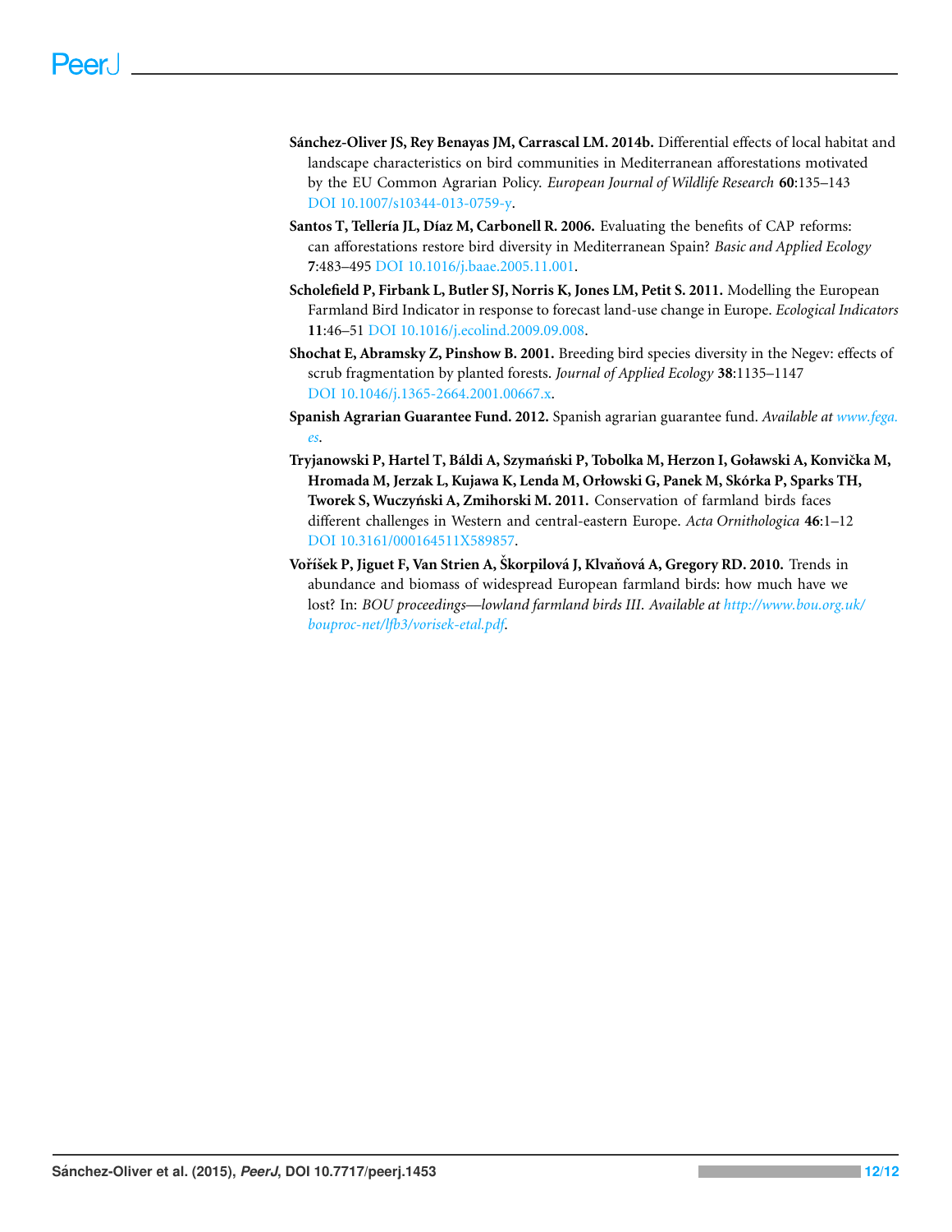**Sánchez-Oliver JS, Rey Benayas JM, Carrascal LM. 2014b.** Differential effects of local habitat and landscape characteristics on bird communities in Mediterranean afforestations motivated by the EU Common Agrarian Policy. *European Journal of Wildlife Research* **60**:135–143 DOI 10.1007/s10344-013-0759-y.

**Santos T, Tellería JL, Díaz M, Carbonell R. 2006.** Evaluating the benefits of CAP reforms: can afforestations restore bird diversity in Mediterranean Spain? *Basic and Applied Ecology* **7**:483–495 DOI 10.1016/j.baae.2005.11.001.

**Scholefield P, Firbank L, Butler SJ, Norris K, Jones LM, Petit S. 2011.** Modelling the European Farmland Bird Indicator in response to forecast land-use change in Europe. *Ecological Indicators* **11**:46–51 DOI 10.1016/j.ecolind.2009.09.008.

**Shochat E, Abramsky Z, Pinshow B. 2001.** Breeding bird species diversity in the Negev: effects of scrub fragmentation by planted forests. *Journal of Applied Ecology* **38**:1135–1147 DOI 10.1046/j.1365-2664.2001.00667.x.

**Spanish Agrarian Guarantee Fund. 2012.** Spanish agrarian guarantee fund. *Available at www.fega.es*.

**Tryjanowski P, Hartel T, Báldi A, Szymański P, Tobolka M, Herzon I, Goławski A, Konvička M, Hromada M, Jerzak L, Kujawa K, Lenda M, Orłowski G, Panek M, Skórka P, Sparks TH, Tworek S, Wuczyński A, Zmihorski M. 2011.** Conservation of farmland birds faces different challenges in Western and central-eastern Europe. *Acta Ornithologica* **46**:1–12 DOI 10.3161/000164511X589857.

**Voříšek P, Jiguet F, Van Strien A, Škorpilová J, Klvaňová A, Gregory RD. 2010.** Trends in abundance and biomass of widespread European farmland birds: how much have we lost? In: *BOU proceedings—lowland farmland birds III*. *Available at http://www.bou.org.uk/bouproc-net/lfb3/vorisek-etal.pdf*.